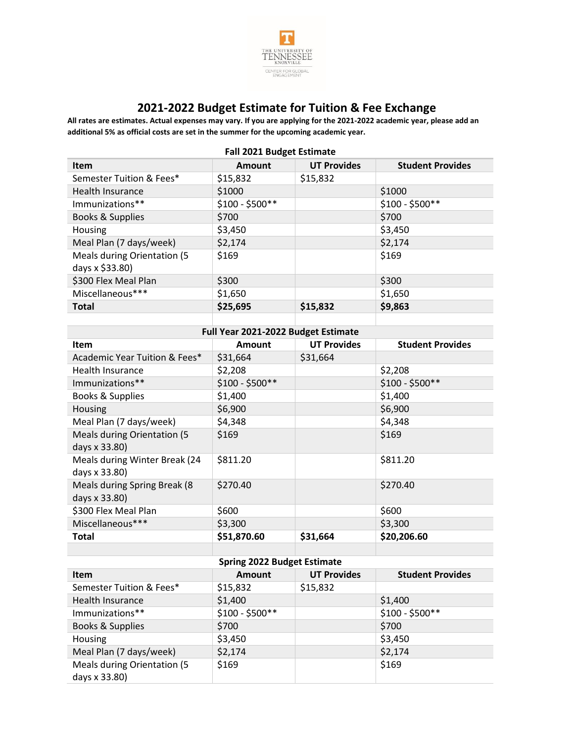# 2021-2022 Budget Estimate for Tuition & Fee Exchange

**All rates are estimates. Actual expenses may vary. If you are applying for the 2021-2022 academic year, please add an additional 5% as official costs are set in the summer for the upcoming academic year.**

| Fall 2021 Budget Estimate | | | |
|---|---|---|---|
| **Item** | **Amount** | **UT Provides** | **Student Provides** |
| Semester Tuition & Fees* | $15,832 | $15,832 | |
| Health Insurance | $1000 | | $1000 |
| Immunizations** | $100 - $500** | | $100 - $500** |
| Books & Supplies | $700 | | $700 |
| Housing | $3,450 | | $3,450 |
| Meal Plan (7 days/week) | $2,174 | | $2,174 |
| Meals during Orientation (5 days x $33.80) | $169 | | $169 |
| $300 Flex Meal Plan | $300 | | $300 |
| Miscellaneous*** | $1,650 | | $1,650 |
| **Total** | **$25,695** | **$15,832** | **$9,863** |

| Full Year 2021-2022 Budget Estimate | | | |
|---|---|---|---|
| **Item** | **Amount** | **UT Provides** | **Student Provides** |
| Academic Year Tuition & Fees* | $31,664 | $31,664 | |
| Health Insurance | $2,208 | | $2,208 |
| Immunizations** | $100 - $500** | | $100 - $500** |
| Books & Supplies | $1,400 | | $1,400 |
| Housing | $6,900 | | $6,900 |
| Meal Plan (7 days/week) | $4,348 | | $4,348 |
| Meals during Orientation (5 days x 33.80) | $169 | | $169 |
| Meals during Winter Break (24 days x 33.80) | $811.20 | | $811.20 |
| Meals during Spring Break (8 days x 33.80) | $270.40 | | $270.40 |
| $300 Flex Meal Plan | $600 | | $600 |
| Miscellaneous*** | $3,300 | | $3,300 |
| **Total** | **$51,870.60** | **$31,664** | **$20,206.60** |

| Spring 2022 Budget Estimate | | | |
|---|---|---|---|
| **Item** | **Amount** | **UT Provides** | **Student Provides** |
| Semester Tuition & Fees* | $15,832 | $15,832 | |
| Health Insurance | $1,400 | | $1,400 |
| Immunizations** | $100 - $500** | | $100 - $500** |
| Books & Supplies | $700 | | $700 |
| Housing | $3,450 | | $3,450 |
| Meal Plan (7 days/week) | $2,174 | | $2,174 |
| Meals during Orientation (5 days x 33.80) | $169 | | $169 |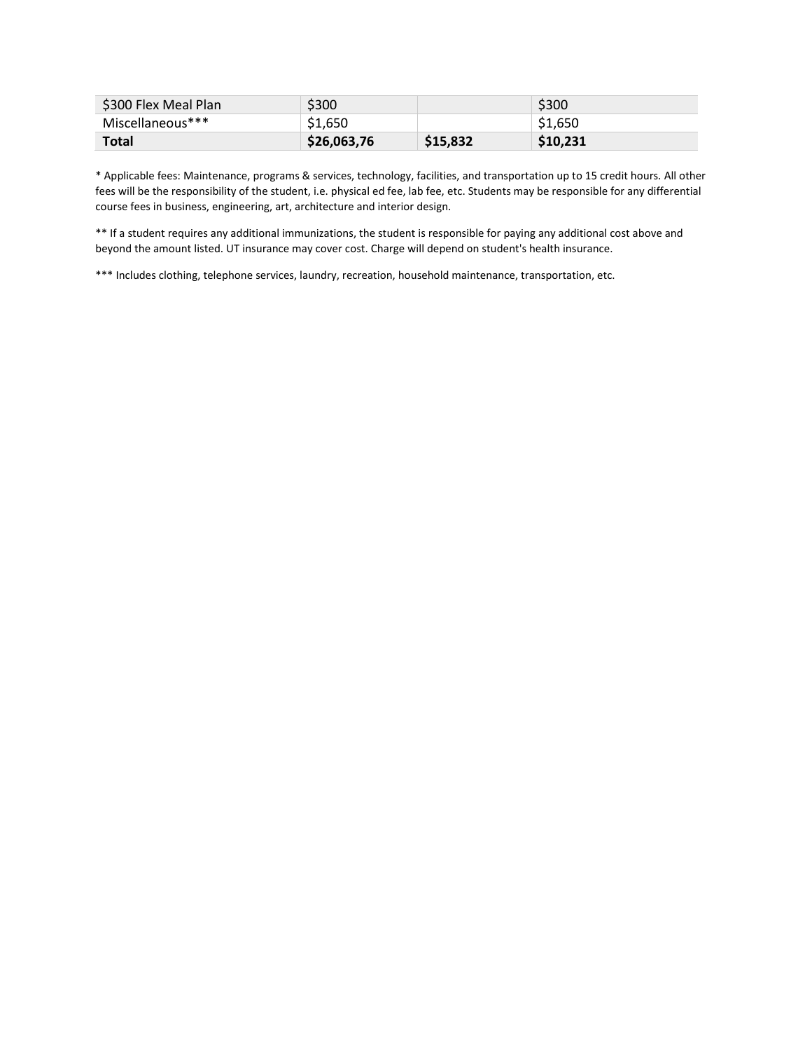| | | | |
|---|---|---|---|
| $300 Flex Meal Plan | $300 | | $300 |
| Miscellaneous*** | $1,650 | | $1,650 |
| **Total** | **$26,063,76** | **$15,832** | **$10,231** |

* Applicable fees: Maintenance, programs & services, technology, facilities, and transportation up to 15 credit hours. All other fees will be the responsibility of the student, i.e. physical ed fee, lab fee, etc. Students may be responsible for any differential course fees in business, engineering, art, architecture and interior design.

** If a student requires any additional immunizations, the student is responsible for paying any additional cost above and beyond the amount listed. UT insurance may cover cost. Charge will depend on student's health insurance.

*** Includes clothing, telephone services, laundry, recreation, household maintenance, transportation, etc.